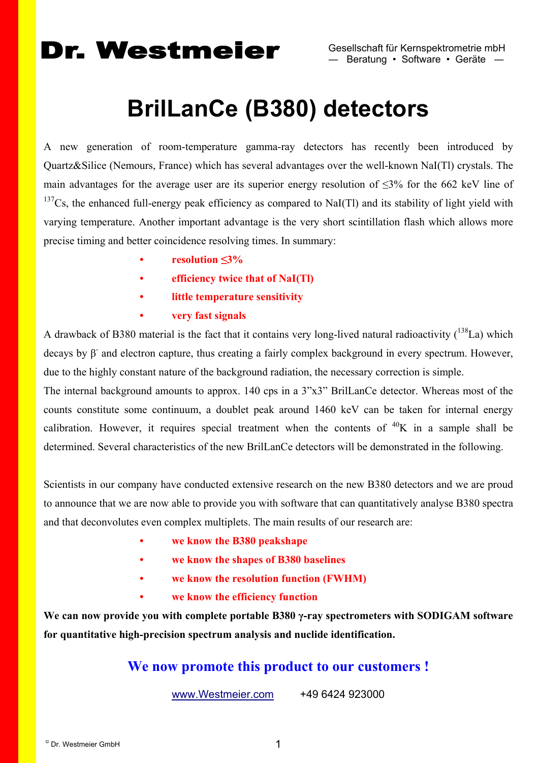**Dr. Westmeier**

Gesellschaft für Kernspektrometrie mbH
— Beratung • Software • Geräte —

# BrilLanCe (B380) detectors

A new generation of room-temperature gamma-ray detectors has recently been introduced by Quartz&Silice (Nemours, France) which has several advantages over the well-known NaI(Tl) crystals. The main advantages for the average user are its superior energy resolution of ≤3% for the 662 keV line of $^{137}$Cs, the enhanced full-energy peak efficiency as compared to NaI(Tl) and its stability of light yield with varying temperature. Another important advantage is the very short scintillation flash which allows more precise timing and better coincidence resolving times. In summary:

- **resolution ≤3%**
- **efficiency twice that of NaI(Tl)**
- **little temperature sensitivity**
- **very fast signals**

A drawback of B380 material is the fact that it contains very long-lived natural radioactivity ($^{138}$La) which decays by $\beta^-$ and electron capture, thus creating a fairly complex background in every spectrum. However, due to the highly constant nature of the background radiation, the necessary correction is simple.

The internal background amounts to approx. 140 cps in a 3"x3" BrilLanCe detector. Whereas most of the counts constitute some continuum, a doublet peak around 1460 keV can be taken for internal energy calibration. However, it requires special treatment when the contents of $^{40}$K in a sample shall be determined. Several characteristics of the new BrilLanCe detectors will be demonstrated in the following.

Scientists in our company have conducted extensive research on the new B380 detectors and we are proud to announce that we are now able to provide you with software that can quantitatively analyse B380 spectra and that deconvolutes even complex multiplets. The main results of our research are:

- **we know the B380 peakshape**
- **we know the shapes of B380 baselines**
- **we know the resolution function (FWHM)**
- **we know the efficiency function**

**We can now provide you with complete portable B380 γ-ray spectrometers with SODIGAM software for quantitative high-precision spectrum analysis and nuclide identification.**

## We now promote this product to our customers !

www.Westmeier.com +49 6424 923000

© Dr. Westmeier GmbH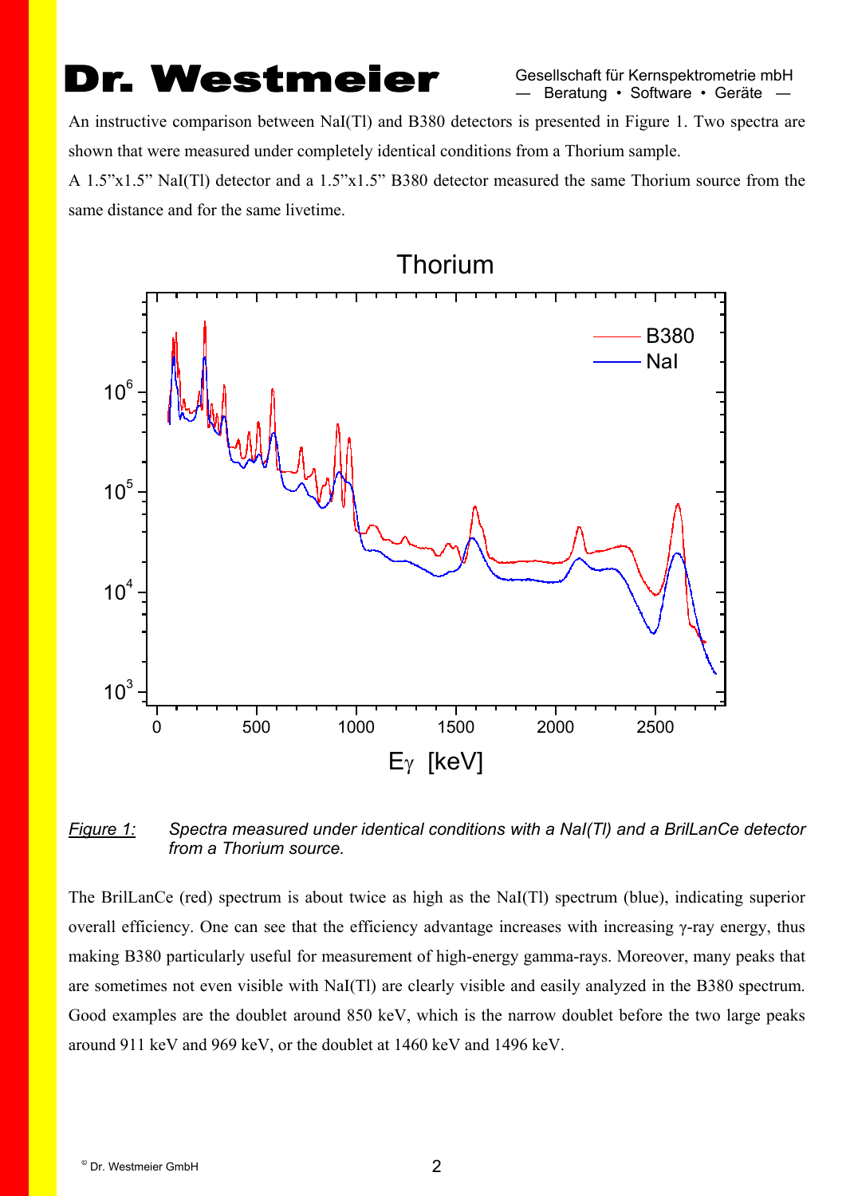An instructive comparison between NaI(Tl) and B380 detectors is presented in Figure 1. Two spectra are shown that were measured under completely identical conditions from a Thorium sample.

A 1.5"x1.5" NaI(Tl) detector and a 1.5"x1.5" B380 detector measured the same Thorium source from the same distance and for the same livetime.

*Figure 1:* *Spectra measured under identical conditions with a NaI(Tl) and a BrilLanCe detector from a Thorium source.*

The BrilLanCe (red) spectrum is about twice as high as the NaI(Tl) spectrum (blue), indicating superior overall efficiency. One can see that the efficiency advantage increases with increasing γ-ray energy, thus making B380 particularly useful for measurement of high-energy gamma-rays. Moreover, many peaks that are sometimes not even visible with NaI(Tl) are clearly visible and easily analyzed in the B380 spectrum. Good examples are the doublet around 850 keV, which is the narrow doublet before the two large peaks around 911 keV and 969 keV, or the doublet at 1460 keV and 1496 keV.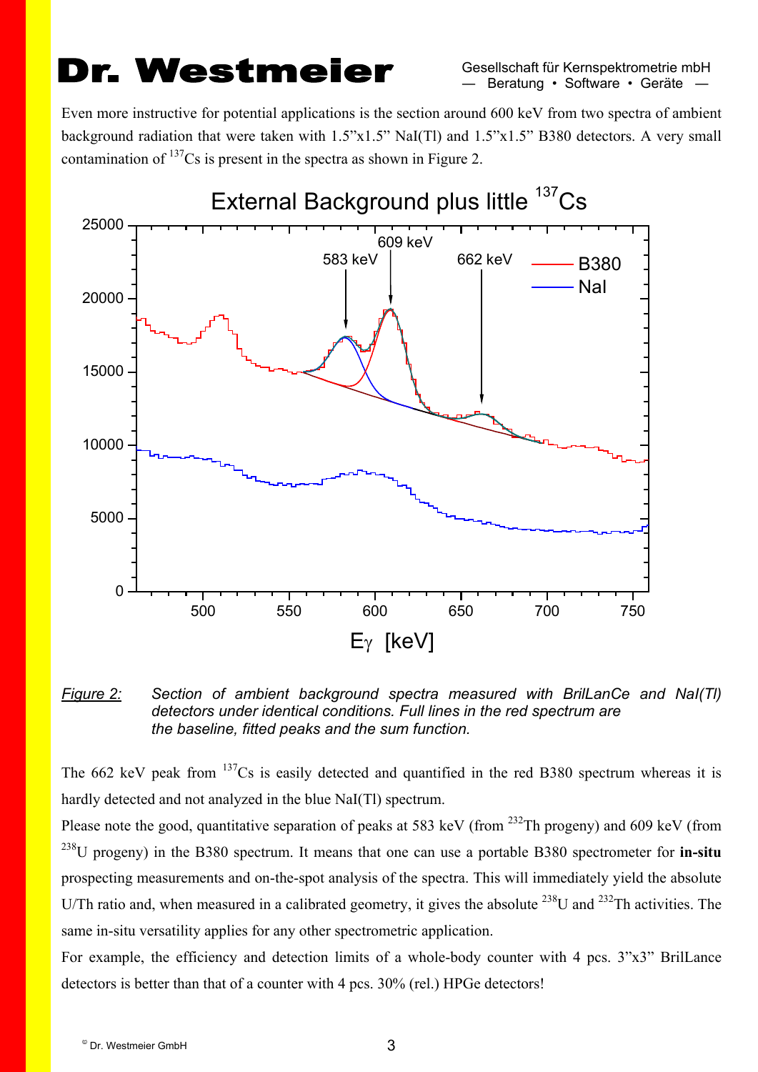Even more instructive for potential applications is the section around 600 keV from two spectra of ambient background radiation that were taken with 1.5"x1.5" NaI(Tl) and 1.5"x1.5" B380 detectors. A very small contamination of $^{137}$Cs is present in the spectra as shown in Figure 2.

*Figure 2:* *Section of ambient background spectra measured with BrilLanCe and NaI(Tl) detectors under identical conditions. Full lines in the red spectrum are the baseline, fitted peaks and the sum function.*

The 662 keV peak from $^{137}$Cs is easily detected and quantified in the red B380 spectrum whereas it is hardly detected and not analyzed in the blue NaI(Tl) spectrum.

Please note the good, quantitative separation of peaks at 583 keV (from $^{232}$Th progeny) and 609 keV (from $^{238}$U progeny) in the B380 spectrum. It means that one can use a portable B380 spectrometer for **in-situ** prospecting measurements and on-the-spot analysis of the spectra. This will immediately yield the absolute U/Th ratio and, when measured in a calibrated geometry, it gives the absolute $^{238}$U and $^{232}$Th activities. The same in-situ versatility applies for any other spectrometric application.

For example, the efficiency and detection limits of a whole-body counter with 4 pcs. 3"x3" BrilLance detectors is better than that of a counter with 4 pcs. 30% (rel.) HPGe detectors!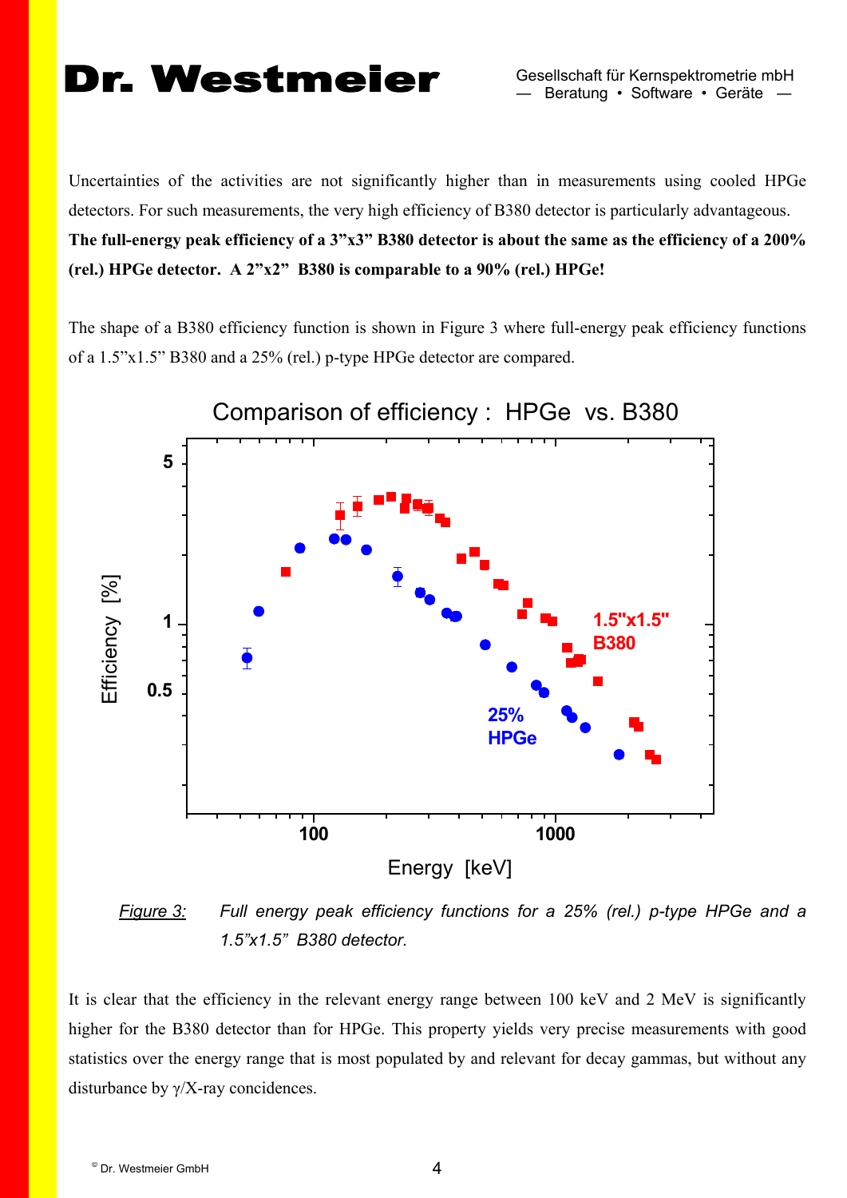Uncertainties of the activities are not significantly higher than in measurements using cooled HPGe detectors. For such measurements, the very high efficiency of B380 detector is particularly advantageous. **The full-energy peak efficiency of a 3"x3" B380 detector is about the same as the efficiency of a 200% (rel.) HPGe detector. A 2"x2" B380 is comparable to a 90% (rel.) HPGe!**

The shape of a B380 efficiency function is shown in Figure 3 where full-energy peak efficiency functions of a 1.5"x1.5" B380 and a 25% (rel.) p-type HPGe detector are compared.

*Figure 3:* *Full energy peak efficiency functions for a 25% (rel.) p-type HPGe and a 1.5"x1.5" B380 detector.*

It is clear that the efficiency in the relevant energy range between 100 keV and 2 MeV is significantly higher for the B380 detector than for HPGe. This property yields very precise measurements with good statistics over the energy range that is most populated by and relevant for decay gammas, but without any disturbance by γ/X-ray concidences.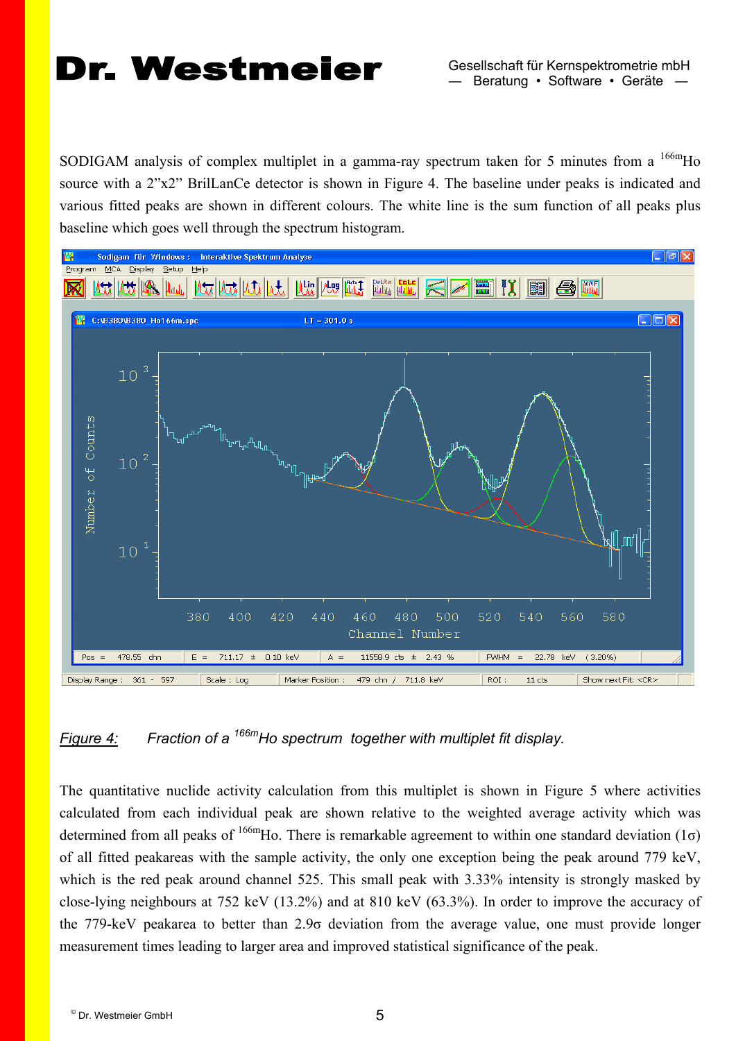SODIGAM analysis of complex multiplet in a gamma-ray spectrum taken for 5 minutes from a $^{166m}$Ho source with a 2"x2" BrilLanCe detector is shown in Figure 4. The baseline under peaks is indicated and various fitted peaks are shown in different colours. The white line is the sum function of all peaks plus baseline which goes well through the spectrum histogram.

*Figure 4:* *Fraction of a $^{166m}$Ho spectrum together with multiplet fit display.*

The quantitative nuclide activity calculation from this multiplet is shown in Figure 5 where activities calculated from each individual peak are shown relative to the weighted average activity which was determined from all peaks of $^{166m}$Ho. There is remarkable agreement to within one standard deviation (1σ) of all fitted peakareas with the sample activity, the only one exception being the peak around 779 keV, which is the red peak around channel 525. This small peak with 3.33% intensity is strongly masked by close-lying neighbours at 752 keV (13.2%) and at 810 keV (63.3%). In order to improve the accuracy of the 779-keV peakarea to better than 2.9σ deviation from the average value, one must provide longer measurement times leading to larger area and improved statistical significance of the peak.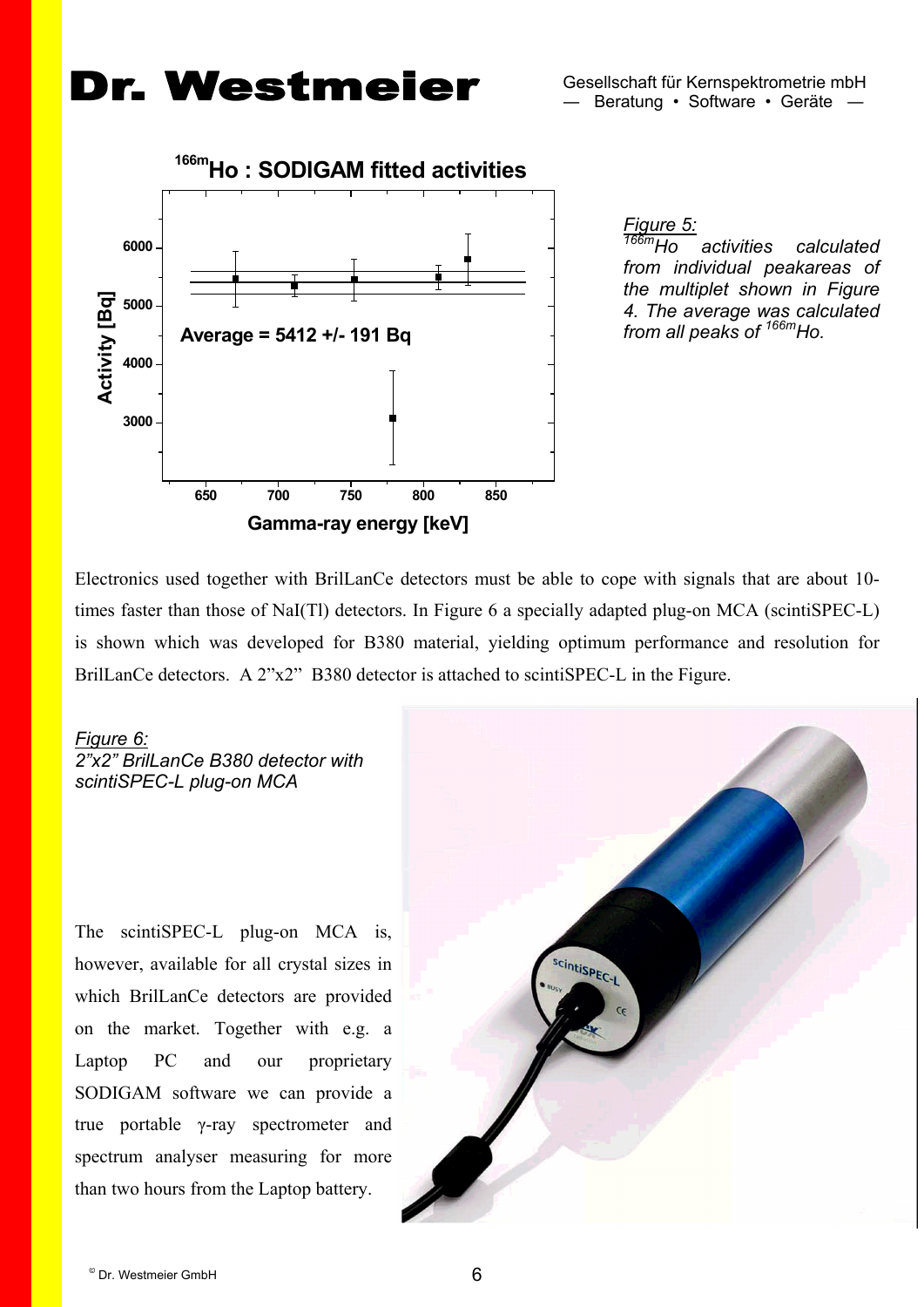$^{166m}$Ho : SODIGAM fitted activities

Activity [Bq]

6000
5000
4000
3000

Average = 5412 +/- 191 Bq

650
700
750
800
850

Gamma-ray energy [keV]

*Figure 5:*
*$^{166m}$Ho activities calculated from individual peakareas of the multiplet shown in Figure 4. The average was calculated from all peaks of $^{166m}$Ho.*

Electronics used together with BrilLanCe detectors must be able to cope with signals that are about 10-times faster than those of NaI(Tl) detectors. In Figure 6 a specially adapted plug-on MCA (scintiSPEC-L) is shown which was developed for B380 material, yielding optimum performance and resolution for BrilLanCe detectors. A 2"x2" B380 detector is attached to scintiSPEC-L in the Figure.

*Figure 6:*
*2"x2" BrilLanCe B380 detector with scintiSPEC-L plug-on MCA*

The scintiSPEC-L plug-on MCA is, however, available for all crystal sizes in which BrilLanCe detectors are provided on the market. Together with e.g. a Laptop PC and our proprietary SODIGAM software we can provide a true portable γ-ray spectrometer and spectrum analyser measuring for more than two hours from the Laptop battery.